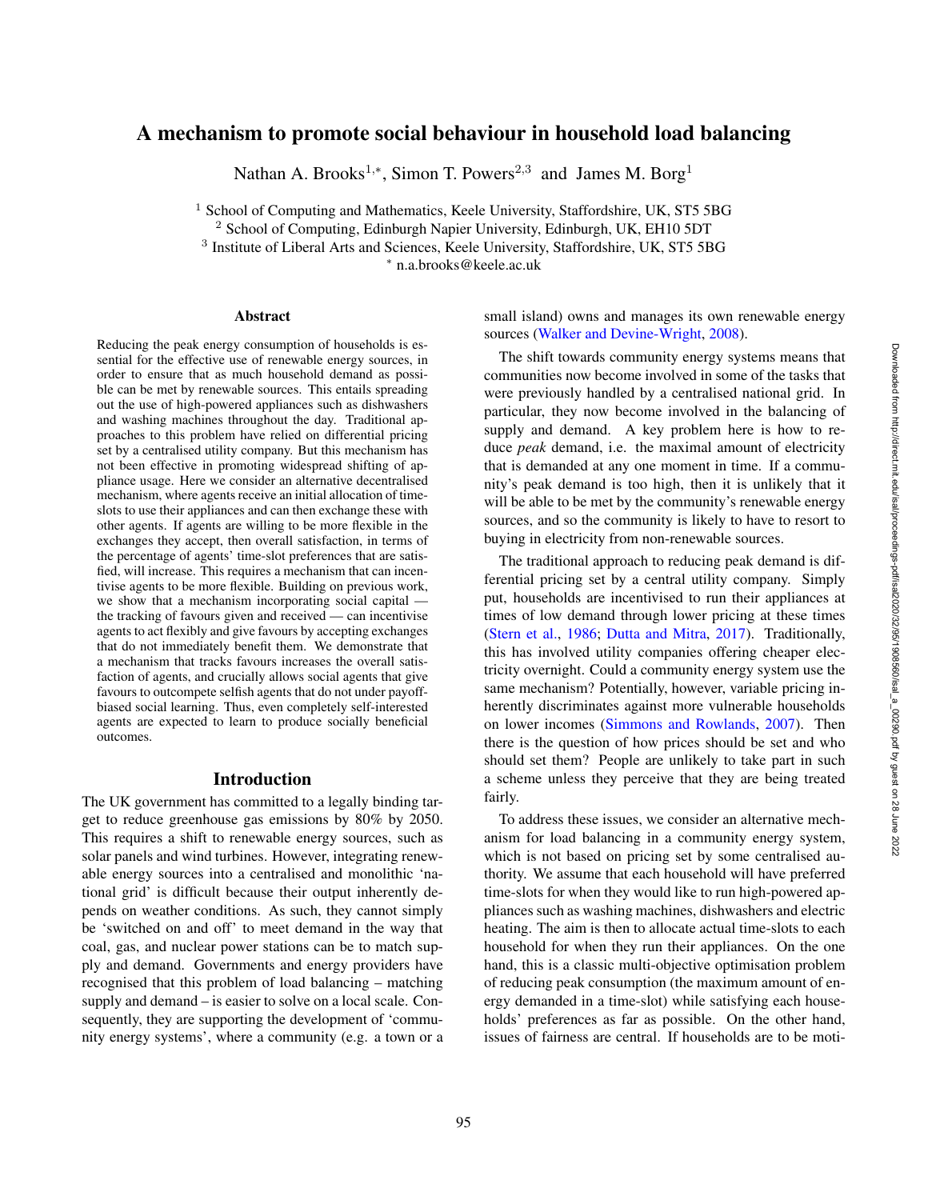# A mechanism to promote social behaviour in household load balancing

Nathan A. Brooks[1,*], Simon T. Powers[2,3] and James M. Borg[1]

[1] School of Computing and Mathematics, Keele University, Staffordshire, UK, ST5 5BG
[2] School of Computing, Edinburgh Napier University, Edinburgh, UK, EH10 5DT
[3] Institute of Liberal Arts and Sciences, Keele University, Staffordshire, UK, ST5 5BG
[*] n.a.brooks@keele.ac.uk

## Abstract

Reducing the peak energy consumption of households is essential for the effective use of renewable energy sources, in order to ensure that as much household demand as possible can be met by renewable sources. This entails spreading out the use of high-powered appliances such as dishwashers and washing machines throughout the day. Traditional approaches to this problem have relied on differential pricing set by a centralised utility company. But this mechanism has not been effective in promoting widespread shifting of appliance usage. Here we consider an alternative decentralised mechanism, where agents receive an initial allocation of time-slots to use their appliances and can then exchange these with other agents. If agents are willing to be more flexible in the exchanges they accept, then overall satisfaction, in terms of the percentage of agents' time-slot preferences that are satisfied, will increase. This requires a mechanism that can incentivise agents to be more flexible. Building on previous work, we show that a mechanism incorporating social capital — the tracking of favours given and received — can incentivise agents to act flexibly and give favours by accepting exchanges that do not immediately benefit them. We demonstrate that a mechanism that tracks favours increases the overall satisfaction of agents, and crucially allows social agents that give favours to outcompete selfish agents that do not under payoff-biased social learning. Thus, even completely self-interested agents are expected to learn to produce socially beneficial outcomes.

## Introduction

The UK government has committed to a legally binding target to reduce greenhouse gas emissions by 80% by 2050. This requires a shift to renewable energy sources, such as solar panels and wind turbines. However, integrating renewable energy sources into a centralised and monolithic 'national grid' is difficult because their output inherently depends on weather conditions. As such, they cannot simply be 'switched on and off' to meet demand in the way that coal, gas, and nuclear power stations can be to match supply and demand. Governments and energy providers have recognised that this problem of load balancing – matching supply and demand – is easier to solve on a local scale. Consequently, they are supporting the development of 'community energy systems', where a community (e.g. a town or a small island) owns and manages its own renewable energy sources (Walker and Devine-Wright, 2008).

The shift towards community energy systems means that communities now become involved in some of the tasks that were previously handled by a centralised national grid. In particular, they now become involved in the balancing of supply and demand. A key problem here is how to reduce *peak* demand, i.e. the maximal amount of electricity that is demanded at any one moment in time. If a community's peak demand is too high, then it is unlikely that it will be able to be met by the community's renewable energy sources, and so the community is likely to have to resort to buying in electricity from non-renewable sources.

The traditional approach to reducing peak demand is differential pricing set by a central utility company. Simply put, households are incentivised to run their appliances at times of low demand through lower pricing at these times (Stern et al., 1986; Dutta and Mitra, 2017). Traditionally, this has involved utility companies offering cheaper electricity overnight. Could a community energy system use the same mechanism? Potentially, however, variable pricing inherently discriminates against more vulnerable households on lower incomes (Simmons and Rowlands, 2007). Then there is the question of how prices should be set and who should set them? People are unlikely to take part in such a scheme unless they perceive that they are being treated fairly.

To address these issues, we consider an alternative mechanism for load balancing in a community energy system, which is not based on pricing set by some centralised authority. We assume that each household will have preferred time-slots for when they would like to run high-powered appliances such as washing machines, dishwashers and electric heating. The aim is then to allocate actual time-slots to each household for when they run their appliances. On the one hand, this is a classic multi-objective optimisation problem of reducing peak consumption (the maximum amount of energy demanded in a time-slot) while satisfying each households' preferences as far as possible. On the other hand, issues of fairness are central. If households are to be moti-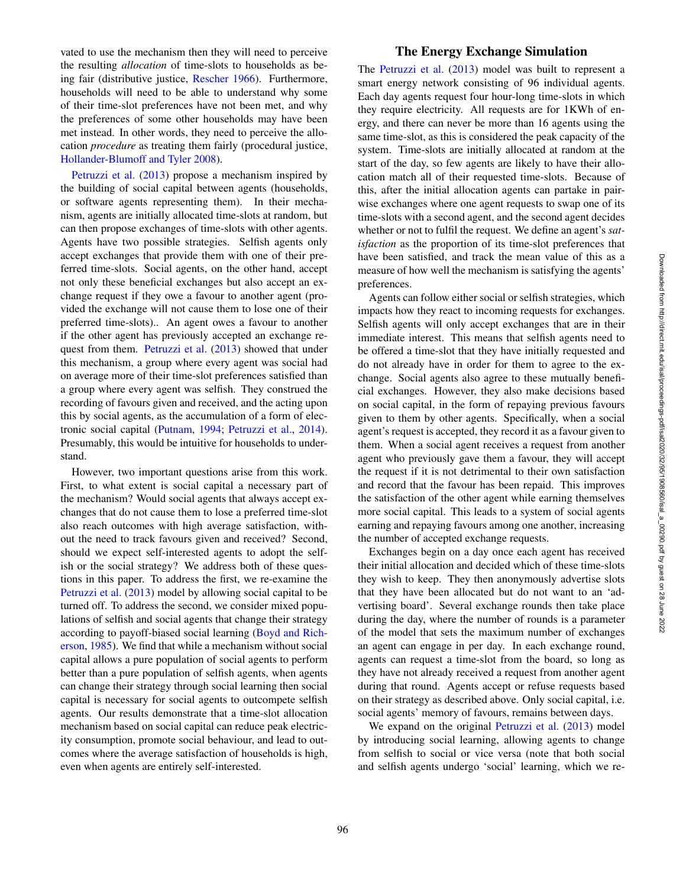vated to use the mechanism then they will need to perceive the resulting *allocation* of time-slots to households as being fair (distributive justice, Rescher 1966). Furthermore, households will need to be able to understand why some of their time-slot preferences have not been met, and why the preferences of some other households may have been met instead. In other words, they need to perceive the allocation *procedure* as treating them fairly (procedural justice, Hollander-Blumoff and Tyler 2008).

Petruzzi et al. (2013) propose a mechanism inspired by the building of social capital between agents (households, or software agents representing them). In their mechanism, agents are initially allocated time-slots at random, but can then propose exchanges of time-slots with other agents. Agents have two possible strategies. Selfish agents only accept exchanges that provide them with one of their preferred time-slots. Social agents, on the other hand, accept not only these beneficial exchanges but also accept an exchange request if they owe a favour to another agent (provided the exchange will not cause them to lose one of their preferred time-slots).. An agent owes a favour to another if the other agent has previously accepted an exchange request from them. Petruzzi et al. (2013) showed that under this mechanism, a group where every agent was social had on average more of their time-slot preferences satisfied than a group where every agent was selfish. They construed the recording of favours given and received, and the acting upon this by social agents, as the accumulation of a form of electronic social capital (Putnam, 1994; Petruzzi et al., 2014). Presumably, this would be intuitive for households to understand.

However, two important questions arise from this work. First, to what extent is social capital a necessary part of the mechanism? Would social agents that always accept exchanges that do not cause them to lose a preferred time-slot also reach outcomes with high average satisfaction, without the need to track favours given and received? Second, should we expect self-interested agents to adopt the selfish or the social strategy? We address both of these questions in this paper. To address the first, we re-examine the Petruzzi et al. (2013) model by allowing social capital to be turned off. To address the second, we consider mixed populations of selfish and social agents that change their strategy according to payoff-biased social learning (Boyd and Richerson, 1985). We find that while a mechanism without social capital allows a pure population of social agents to perform better than a pure population of selfish agents, when agents can change their strategy through social learning then social capital is necessary for social agents to outcompete selfish agents. Our results demonstrate that a time-slot allocation mechanism based on social capital can reduce peak electricity consumption, promote social behaviour, and lead to outcomes where the average satisfaction of households is high, even when agents are entirely self-interested.

## The Energy Exchange Simulation

The Petruzzi et al. (2013) model was built to represent a smart energy network consisting of 96 individual agents. Each day agents request four hour-long time-slots in which they require electricity. All requests are for 1KWh of energy, and there can never be more than 16 agents using the same time-slot, as this is considered the peak capacity of the system. Time-slots are initially allocated at random at the start of the day, so few agents are likely to have their allocation match all of their requested time-slots. Because of this, after the initial allocation agents can partake in pairwise exchanges where one agent requests to swap one of its time-slots with a second agent, and the second agent decides whether or not to fulfil the request. We define an agent's *satisfaction* as the proportion of its time-slot preferences that have been satisfied, and track the mean value of this as a measure of how well the mechanism is satisfying the agents' preferences.

Agents can follow either social or selfish strategies, which impacts how they react to incoming requests for exchanges. Selfish agents will only accept exchanges that are in their immediate interest. This means that selfish agents need to be offered a time-slot that they have initially requested and do not already have in order for them to agree to the exchange. Social agents also agree to these mutually beneficial exchanges. However, they also make decisions based on social capital, in the form of repaying previous favours given to them by other agents. Specifically, when a social agent's request is accepted, they record it as a favour given to them. When a social agent receives a request from another agent who previously gave them a favour, they will accept the request if it is not detrimental to their own satisfaction and record that the favour has been repaid. This improves the satisfaction of the other agent while earning themselves more social capital. This leads to a system of social agents earning and repaying favours among one another, increasing the number of accepted exchange requests.

Exchanges begin on a day once each agent has received their initial allocation and decided which of these time-slots they wish to keep. They then anonymously advertise slots that they have been allocated but do not want to an 'advertising board'. Several exchange rounds then take place during the day, where the number of rounds is a parameter of the model that sets the maximum number of exchanges an agent can engage in per day. In each exchange round, agents can request a time-slot from the board, so long as they have not already received a request from another agent during that round. Agents accept or refuse requests based on their strategy as described above. Only social capital, i.e. social agents' memory of favours, remains between days.

We expand on the original Petruzzi et al. (2013) model by introducing social learning, allowing agents to change from selfish to social or vice versa (note that both social and selfish agents undergo 'social' learning, which we re-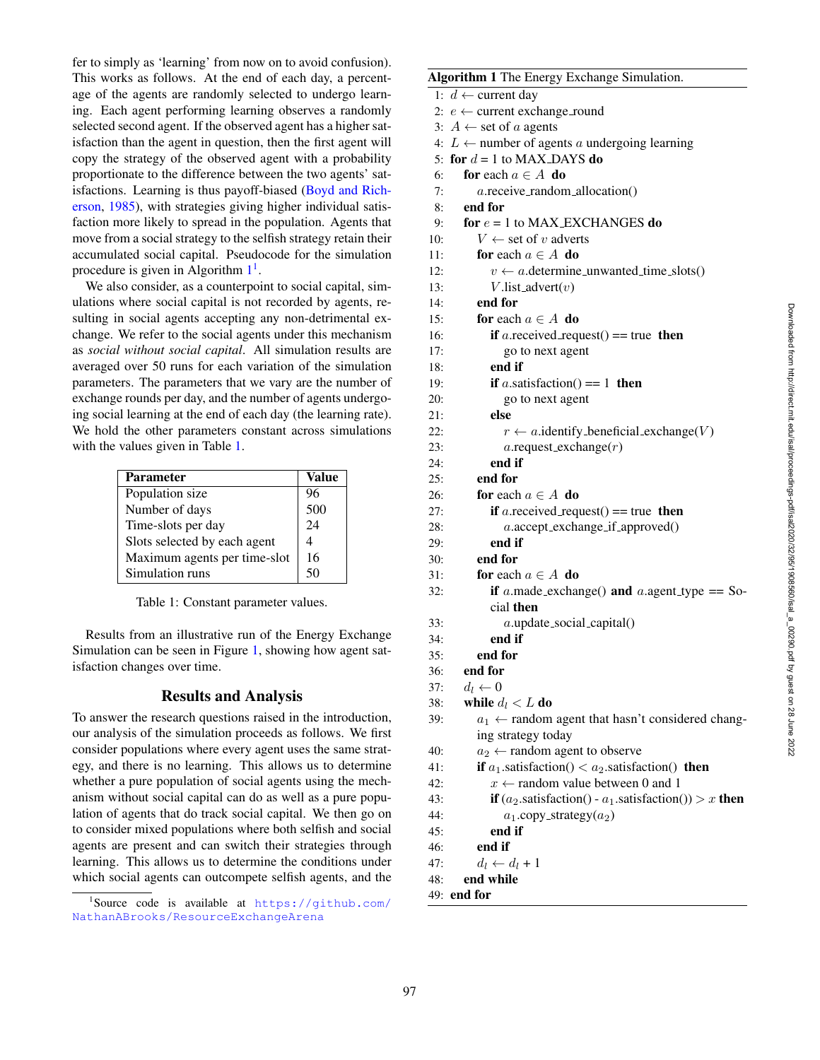fer to simply as 'learning' from now on to avoid confusion). This works as follows. At the end of each day, a percentage of the agents are randomly selected to undergo learning. Each agent performing learning observes a randomly selected second agent. If the observed agent has a higher satisfaction than the agent in question, then the first agent will copy the strategy of the observed agent with a probability proportionate to the difference between the two agents' satisfactions. Learning is thus payoff-biased (Boyd and Richerson, 1985), with strategies giving higher individual satisfaction more likely to spread in the population. Agents that move from a social strategy to the selfish strategy retain their accumulated social capital. Pseudocode for the simulation procedure is given in Algorithm 1[1].

We also consider, as a counterpoint to social capital, simulations where social capital is not recorded by agents, resulting in social agents accepting any non-detrimental exchange. We refer to the social agents under this mechanism as *social without social capital*. All simulation results are averaged over 50 runs for each variation of the simulation parameters. The parameters that we vary are the number of exchange rounds per day, and the number of agents undergoing social learning at the end of each day (the learning rate). We hold the other parameters constant across simulations with the values given in Table 1.

| Parameter | Value |
|---|---|
| Population size | 96 |
| Number of days | 500 |
| Time-slots per day | 24 |
| Slots selected by each agent | 4 |
| Maximum agents per time-slot | 16 |
| Simulation runs | 50 |

Table 1: Constant parameter values.

Results from an illustrative run of the Energy Exchange Simulation can be seen in Figure 1, showing how agent satisfaction changes over time.

## Results and Analysis

To answer the research questions raised in the introduction, our analysis of the simulation proceeds as follows. We first consider populations where every agent uses the same strategy, and there is no learning. This allows us to determine whether a pure population of social agents using the mechanism without social capital can do as well as a pure population of agents that do track social capital. We then go on to consider mixed populations where both selfish and social agents are present and can switch their strategies through learning. This allows us to determine the conditions under which social agents can outcompete selfish agents, and the

[1] Source code is available at https://github.com/NathanABrooks/ResourceExchangeArena

**Algorithm 1** The Energy Exchange Simulation.

```
1:  d ← current day
2:  e ← current exchange_round
3:  A ← set of a agents
4:  L ← number of agents a undergoing learning
5:  for d = 1 to MAX_DAYS do
6:      for each a ∈ A do
7:          a.receive_random_allocation()
8:      end for
9:      for e = 1 to MAX_EXCHANGES do
10:         V ← set of v adverts
11:         for each a ∈ A do
12:             v ← a.determine_unwanted_time_slots()
13:             V.list_advert(v)
14:         end for
15:         for each a ∈ A do
16:             if a.received_request() == true then
17:                 go to next agent
18:             end if
19:             if a.satisfaction() == 1 then
20:                 go to next agent
21:             else
22:                 r ← a.identify_beneficial_exchange(V)
23:                 a.request_exchange(r)
24:             end if
25:         end for
26:         for each a ∈ A do
27:             if a.received_request() == true then
28:                 a.accept_exchange_if_approved()
29:             end if
30:         end for
31:         for each a ∈ A do
32:             if a.made_exchange() and a.agent_type == Social then
33:                 a.update_social_capital()
34:             end if
35:         end for
36:     end for
37:     d_l ← 0
38:     while d_l < L do
39:         a_1 ← random agent that hasn't considered changing strategy today
40:         a_2 ← random agent to observe
41:         if a_1.satisfaction() < a_2.satisfaction() then
42:             x ← random value between 0 and 1
43:             if (a_2.satisfaction() - a_1.satisfaction()) > x then
44:                 a_1.copy_strategy(a_2)
45:             end if
46:         end if
47:         d_l ← d_l + 1
48:     end while
49: end for
```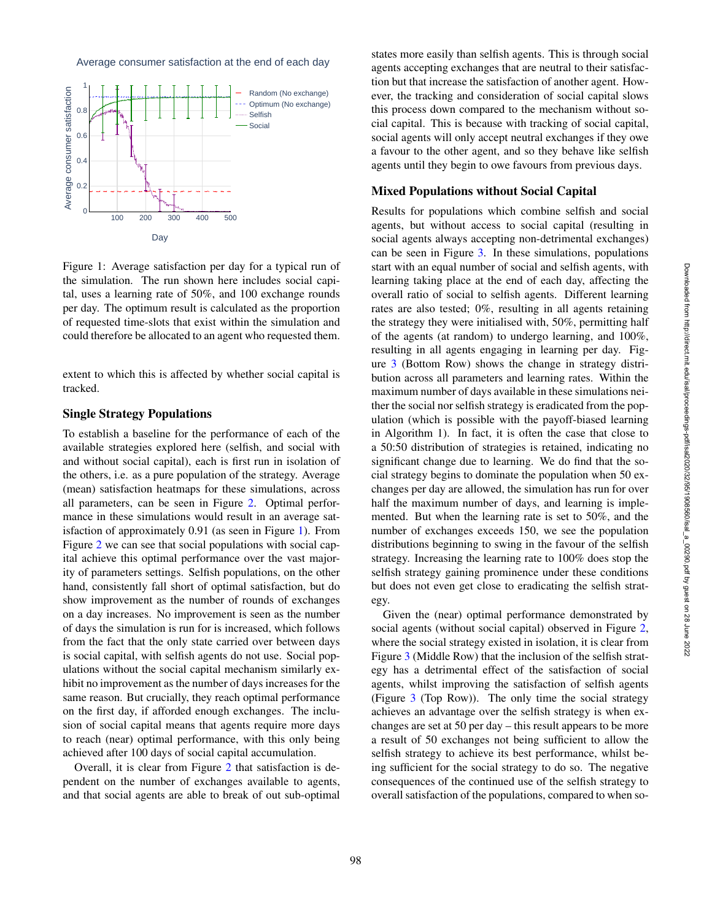Figure 1: Average satisfaction per day for a typical run of the simulation. The run shown here includes social capital, uses a learning rate of 50%, and 100 exchange rounds per day. The optimum result is calculated as the proportion of requested time-slots that exist within the simulation and could therefore be allocated to an agent who requested them.

extent to which this is affected by whether social capital is tracked.

### Single Strategy Populations

To establish a baseline for the performance of each of the available strategies explored here (selfish, and social with and without social capital), each is first run in isolation of the others, i.e. as a pure population of the strategy. Average (mean) satisfaction heatmaps for these simulations, across all parameters, can be seen in Figure 2. Optimal performance in these simulations would result in an average satisfaction of approximately 0.91 (as seen in Figure 1). From Figure 2 we can see that social populations with social capital achieve this optimal performance over the vast majority of parameters settings. Selfish populations, on the other hand, consistently fall short of optimal satisfaction, but do show improvement as the number of rounds of exchanges on a day increases. No improvement is seen as the number of days the simulation is run for is increased, which follows from the fact that the only state carried over between days is social capital, with selfish agents do not use. Social populations without the social capital mechanism similarly exhibit no improvement as the number of days increases for the same reason. But crucially, they reach optimal performance on the first day, if afforded enough exchanges. The inclusion of social capital means that agents require more days to reach (near) optimal performance, with this only being achieved after 100 days of social capital accumulation.

Overall, it is clear from Figure 2 that satisfaction is dependent on the number of exchanges available to agents, and that social agents are able to break of out sub-optimal states more easily than selfish agents. This is through social agents accepting exchanges that are neutral to their satisfaction but that increase the satisfaction of another agent. However, the tracking and consideration of social capital slows this process down compared to the mechanism without social capital. This is because with tracking of social capital, social agents will only accept neutral exchanges if they owe a favour to the other agent, and so they behave like selfish agents until they begin to owe favours from previous days.

### Mixed Populations without Social Capital

Results for populations which combine selfish and social agents, but without access to social capital (resulting in social agents always accepting non-detrimental exchanges) can be seen in Figure 3. In these simulations, populations start with an equal number of social and selfish agents, with learning taking place at the end of each day, affecting the overall ratio of social to selfish agents. Different learning rates are also tested; 0%, resulting in all agents retaining the strategy they were initialised with, 50%, permitting half of the agents (at random) to undergo learning, and 100%, resulting in all agents engaging in learning per day. Figure 3 (Bottom Row) shows the change in strategy distribution across all parameters and learning rates. Within the maximum number of days available in these simulations neither the social nor selfish strategy is eradicated from the population (which is possible with the payoff-biased learning in Algorithm 1). In fact, it is often the case that close to a 50:50 distribution of strategies is retained, indicating no significant change due to learning. We do find that the social strategy begins to dominate the population when 50 exchanges per day are allowed, the simulation has run for over half the maximum number of days, and learning is implemented. But when the learning rate is set to 50%, and the number of exchanges exceeds 150, we see the population distributions beginning to swing in the favour of the selfish strategy. Increasing the learning rate to 100% does stop the selfish strategy gaining prominence under these conditions but does not even get close to eradicating the selfish strategy.

Given the (near) optimal performance demonstrated by social agents (without social capital) observed in Figure 2, where the social strategy existed in isolation, it is clear from Figure 3 (Middle Row) that the inclusion of the selfish strategy has a detrimental effect of the satisfaction of social agents, whilst improving the satisfaction of selfish agents (Figure 3 (Top Row)). The only time the social strategy achieves an advantage over the selfish strategy is when exchanges are set at 50 per day – this result appears to be more a result of 50 exchanges not being sufficient to allow the selfish strategy to achieve its best performance, whilst being sufficient for the social strategy to do so. The negative consequences of the continued use of the selfish strategy to overall satisfaction of the populations, compared to when so-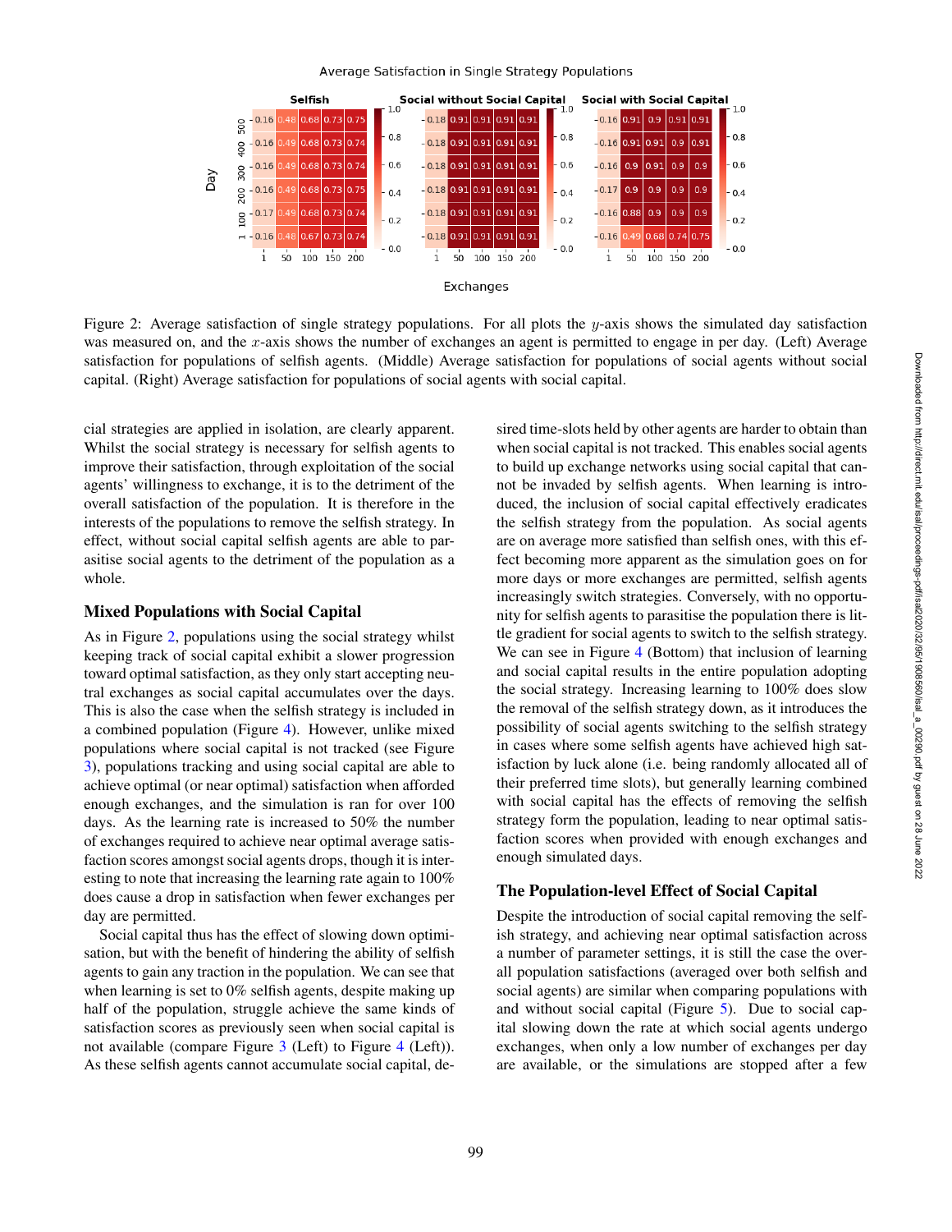Figure 2: Average satisfaction of single strategy populations. For all plots the $y$-axis shows the simulated day satisfaction was measured on, and the $x$-axis shows the number of exchanges an agent is permitted to engage in per day. (Left) Average satisfaction for populations of selfish agents. (Middle) Average satisfaction for populations of social agents without social capital. (Right) Average satisfaction for populations of social agents with social capital.

cial strategies are applied in isolation, are clearly apparent. Whilst the social strategy is necessary for selfish agents to improve their satisfaction, through exploitation of the social agents' willingness to exchange, it is to the detriment of the overall satisfaction of the population. It is therefore in the interests of the populations to remove the selfish strategy. In effect, without social capital selfish agents are able to parasitise social agents to the detriment of the population as a whole.

## Mixed Populations with Social Capital

As in Figure 2, populations using the social strategy whilst keeping track of social capital exhibit a slower progression toward optimal satisfaction, as they only start accepting neutral exchanges as social capital accumulates over the days. This is also the case when the selfish strategy is included in a combined population (Figure 4). However, unlike mixed populations where social capital is not tracked (see Figure 3), populations tracking and using social capital are able to achieve optimal (or near optimal) satisfaction when afforded enough exchanges, and the simulation is ran for over 100 days. As the learning rate is increased to 50% the number of exchanges required to achieve near optimal average satisfaction scores amongst social agents drops, though it is interesting to note that increasing the learning rate again to 100% does cause a drop in satisfaction when fewer exchanges per day are permitted.

Social capital thus has the effect of slowing down optimisation, but with the benefit of hindering the ability of selfish agents to gain any traction in the population. We can see that when learning is set to 0% selfish agents, despite making up half of the population, struggle achieve the same kinds of satisfaction scores as previously seen when social capital is not available (compare Figure 3 (Left) to Figure 4 (Left)). As these selfish agents cannot accumulate social capital, desired time-slots held by other agents are harder to obtain than when social capital is not tracked. This enables social agents to build up exchange networks using social capital that cannot be invaded by selfish agents. When learning is introduced, the inclusion of social capital effectively eradicates the selfish strategy from the population. As social agents are on average more satisfied than selfish ones, with this effect becoming more apparent as the simulation goes on for more days or more exchanges are permitted, selfish agents increasingly switch strategies. Conversely, with no opportunity for selfish agents to parasitise the population there is little gradient for social agents to switch to the selfish strategy. We can see in Figure 4 (Bottom) that inclusion of learning and social capital results in the entire population adopting the social strategy. Increasing learning to 100% does slow the removal of the selfish strategy down, as it introduces the possibility of social agents switching to the selfish strategy in cases where some selfish agents have achieved high satisfaction by luck alone (i.e. being randomly allocated all of their preferred time slots), but generally learning combined with social capital has the effects of removing the selfish strategy form the population, leading to near optimal satisfaction scores when provided with enough exchanges and enough simulated days.

## The Population-level Effect of Social Capital

Despite the introduction of social capital removing the selfish strategy, and achieving near optimal satisfaction across a number of parameter settings, it is still the case the overall population satisfactions (averaged over both selfish and social agents) are similar when comparing populations with and without social capital (Figure 5). Due to social capital slowing down the rate at which social agents undergo exchanges, when only a low number of exchanges per day are available, or the simulations are stopped after a few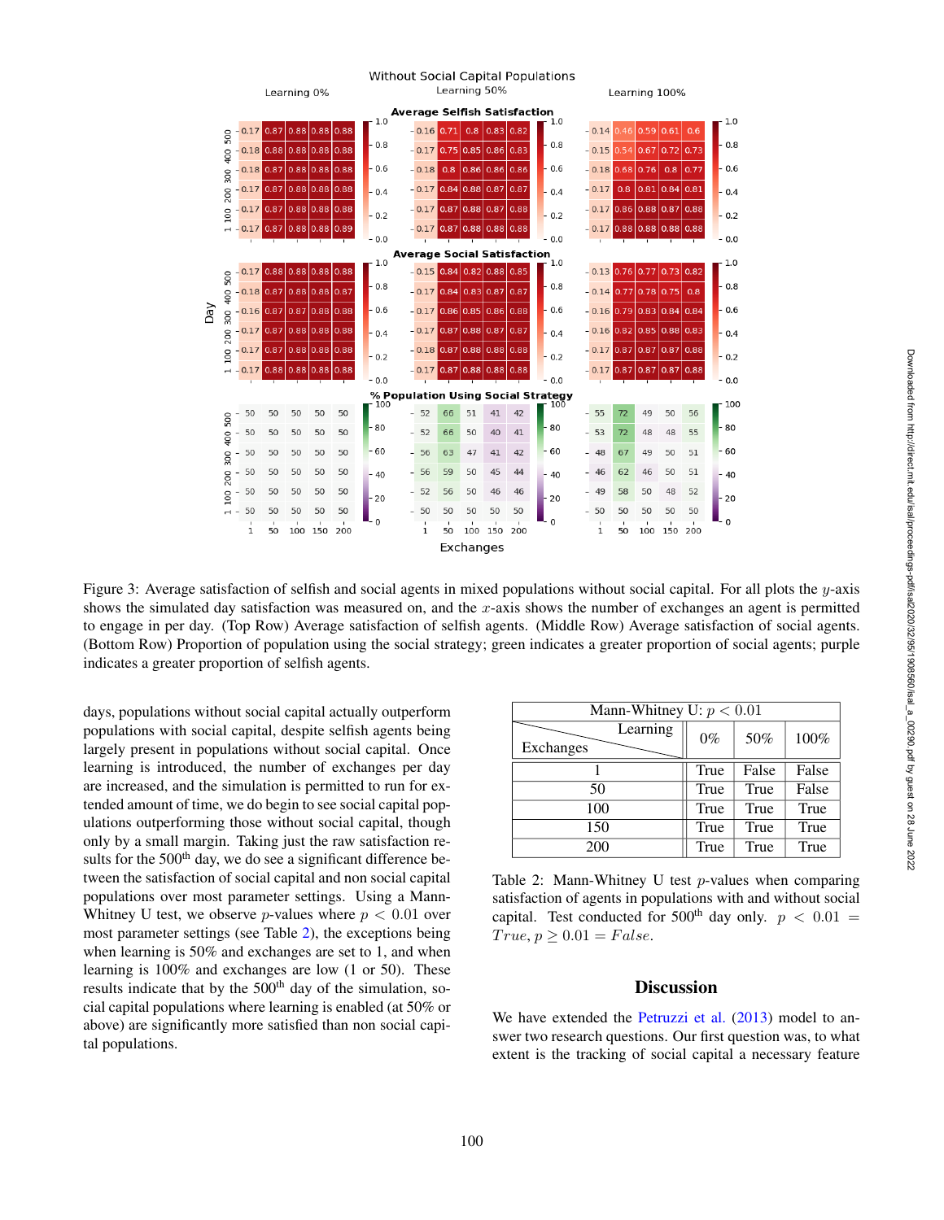Figure 3: Average satisfaction of selfish and social agents in mixed populations without social capital. For all plots the $y$-axis shows the simulated day satisfaction was measured on, and the $x$-axis shows the number of exchanges an agent is permitted to engage in per day. (Top Row) Average satisfaction of selfish agents. (Middle Row) Average satisfaction of social agents. (Bottom Row) Proportion of population using the social strategy; green indicates a greater proportion of social agents; purple indicates a greater proportion of selfish agents.

days, populations without social capital actually outperform populations with social capital, despite selfish agents being largely present in populations without social capital. Once learning is introduced, the number of exchanges per day are increased, and the simulation is permitted to run for extended amount of time, we do begin to see social capital populations outperforming those without social capital, though only by a small margin. Taking just the raw satisfaction results for the 500th day, we do see a significant difference between the satisfaction of social capital and non social capital populations over most parameter settings. Using a Mann-Whitney U test, we observe $p$-values where $p < 0.01$ over most parameter settings (see Table 2), the exceptions being when learning is 50% and exchanges are set to 1, and when learning is 100% and exchanges are low (1 or 50). These results indicate that by the 500th day of the simulation, social capital populations where learning is enabled (at 50% or above) are significantly more satisfied than non social capital populations.

| Mann-Whitney U: $p < 0.01$ | | | |
|---|---|---|---|
| Exchanges \ Learning | 0% | 50% | 100% |
| 1 | True | False | False |
| 50 | True | True | False |
| 100 | True | True | True |
| 150 | True | True | True |
| 200 | True | True | True |

Table 2: Mann-Whitney U test $p$-values when comparing satisfaction of agents in populations with and without social capital. Test conducted for 500th day only. $p < 0.01 = True, p \geq 0.01 = False$.

## Discussion

We have extended the Petruzzi et al. (2013) model to answer two research questions. Our first question was, to what extent is the tracking of social capital a necessary feature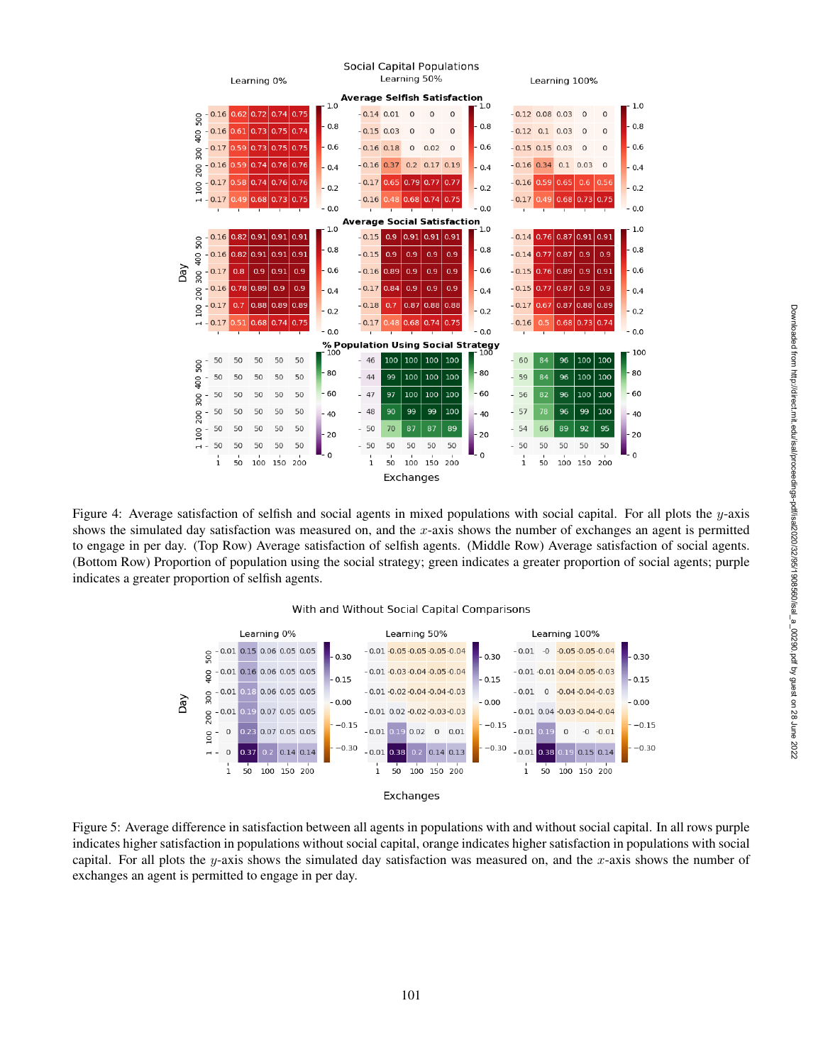Figure 4: Average satisfaction of selfish and social agents in mixed populations with social capital. For all plots the $y$-axis shows the simulated day satisfaction was measured on, and the $x$-axis shows the number of exchanges an agent is permitted to engage in per day. (Top Row) Average satisfaction of selfish agents. (Middle Row) Average satisfaction of social agents. (Bottom Row) Proportion of population using the social strategy; green indicates a greater proportion of social agents; purple indicates a greater proportion of selfish agents.

Figure 5: Average difference in satisfaction between all agents in populations with and without social capital. In all rows purple indicates higher satisfaction in populations without social capital, orange indicates higher satisfaction in populations with social capital. For all plots the $y$-axis shows the simulated day satisfaction was measured on, and the $x$-axis shows the number of exchanges an agent is permitted to engage in per day.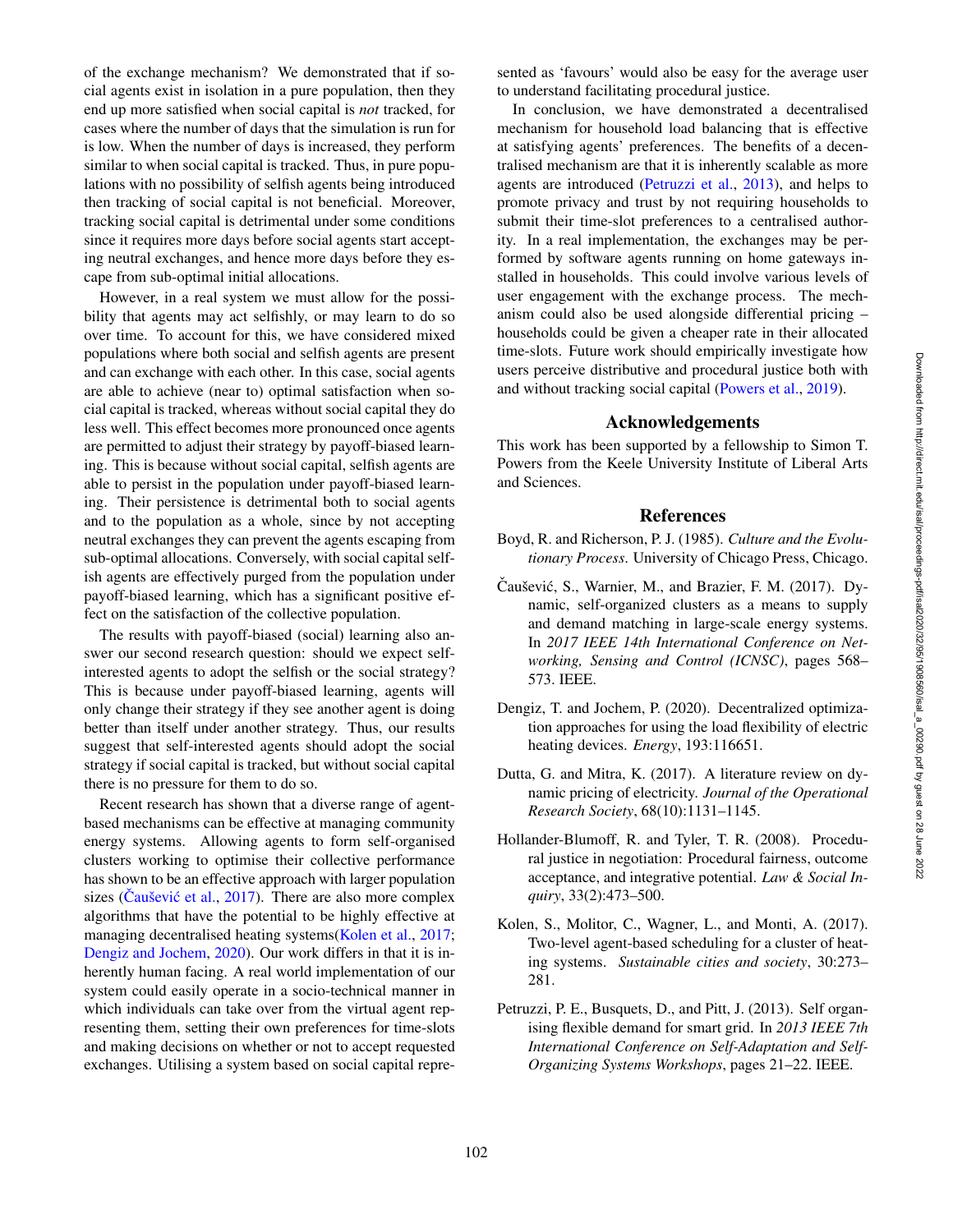of the exchange mechanism? We demonstrated that if social agents exist in isolation in a pure population, then they end up more satisfied when social capital is *not* tracked, for cases where the number of days that the simulation is run for is low. When the number of days is increased, they perform similar to when social capital is tracked. Thus, in pure populations with no possibility of selfish agents being introduced then tracking of social capital is not beneficial. Moreover, tracking social capital is detrimental under some conditions since it requires more days before social agents start accepting neutral exchanges, and hence more days before they escape from sub-optimal initial allocations.

However, in a real system we must allow for the possibility that agents may act selfishly, or may learn to do so over time. To account for this, we have considered mixed populations where both social and selfish agents are present and can exchange with each other. In this case, social agents are able to achieve (near to) optimal satisfaction when social capital is tracked, whereas without social capital they do less well. This effect becomes more pronounced once agents are permitted to adjust their strategy by payoff-biased learning. This is because without social capital, selfish agents are able to persist in the population under payoff-biased learning. Their persistence is detrimental both to social agents and to the population as a whole, since by not accepting neutral exchanges they can prevent the agents escaping from sub-optimal allocations. Conversely, with social capital selfish agents are effectively purged from the population under payoff-biased learning, which has a significant positive effect on the satisfaction of the collective population.

The results with payoff-biased (social) learning also answer our second research question: should we expect self-interested agents to adopt the selfish or the social strategy? This is because under payoff-biased learning, agents will only change their strategy if they see another agent is doing better than itself under another strategy. Thus, our results suggest that self-interested agents should adopt the social strategy if social capital is tracked, but without social capital there is no pressure for them to do so.

Recent research has shown that a diverse range of agent-based mechanisms can be effective at managing community energy systems. Allowing agents to form self-organised clusters working to optimise their collective performance has shown to be an effective approach with larger population sizes (Čaušević et al., 2017). There are also more complex algorithms that have the potential to be highly effective at managing decentralised heating systems(Kolen et al., 2017; Dengiz and Jochem, 2020). Our work differs in that it is inherently human facing. A real world implementation of our system could easily operate in a socio-technical manner in which individuals can take over from the virtual agent representing them, setting their own preferences for time-slots and making decisions on whether or not to accept requested exchanges. Utilising a system based on social capital represented as 'favours' would also be easy for the average user to understand facilitating procedural justice.

In conclusion, we have demonstrated a decentralised mechanism for household load balancing that is effective at satisfying agents' preferences. The benefits of a decentralised mechanism are that it is inherently scalable as more agents are introduced (Petruzzi et al., 2013), and helps to promote privacy and trust by not requiring households to submit their time-slot preferences to a centralised authority. In a real implementation, the exchanges may be performed by software agents running on home gateways installed in households. This could involve various levels of user engagement with the exchange process. The mechanism could also be used alongside differential pricing – households could be given a cheaper rate in their allocated time-slots. Future work should empirically investigate how users perceive distributive and procedural justice both with and without tracking social capital (Powers et al., 2019).

## Acknowledgements

This work has been supported by a fellowship to Simon T. Powers from the Keele University Institute of Liberal Arts and Sciences.

## References

Boyd, R. and Richerson, P. J. (1985). *Culture and the Evolutionary Process*. University of Chicago Press, Chicago.

Čaušević, S., Warnier, M., and Brazier, F. M. (2017). Dynamic, self-organized clusters as a means to supply and demand matching in large-scale energy systems. In *2017 IEEE 14th International Conference on Networking, Sensing and Control (ICNSC)*, pages 568–573. IEEE.

Dengiz, T. and Jochem, P. (2020). Decentralized optimization approaches for using the load flexibility of electric heating devices. *Energy*, 193:116651.

Dutta, G. and Mitra, K. (2017). A literature review on dynamic pricing of electricity. *Journal of the Operational Research Society*, 68(10):1131–1145.

Hollander-Blumoff, R. and Tyler, T. R. (2008). Procedural justice in negotiation: Procedural fairness, outcome acceptance, and integrative potential. *Law & Social Inquiry*, 33(2):473–500.

Kolen, S., Molitor, C., Wagner, L., and Monti, A. (2017). Two-level agent-based scheduling for a cluster of heating systems. *Sustainable cities and society*, 30:273–281.

Petruzzi, P. E., Busquets, D., and Pitt, J. (2013). Self organising flexible demand for smart grid. In *2013 IEEE 7th International Conference on Self-Adaptation and Self-Organizing Systems Workshops*, pages 21–22. IEEE.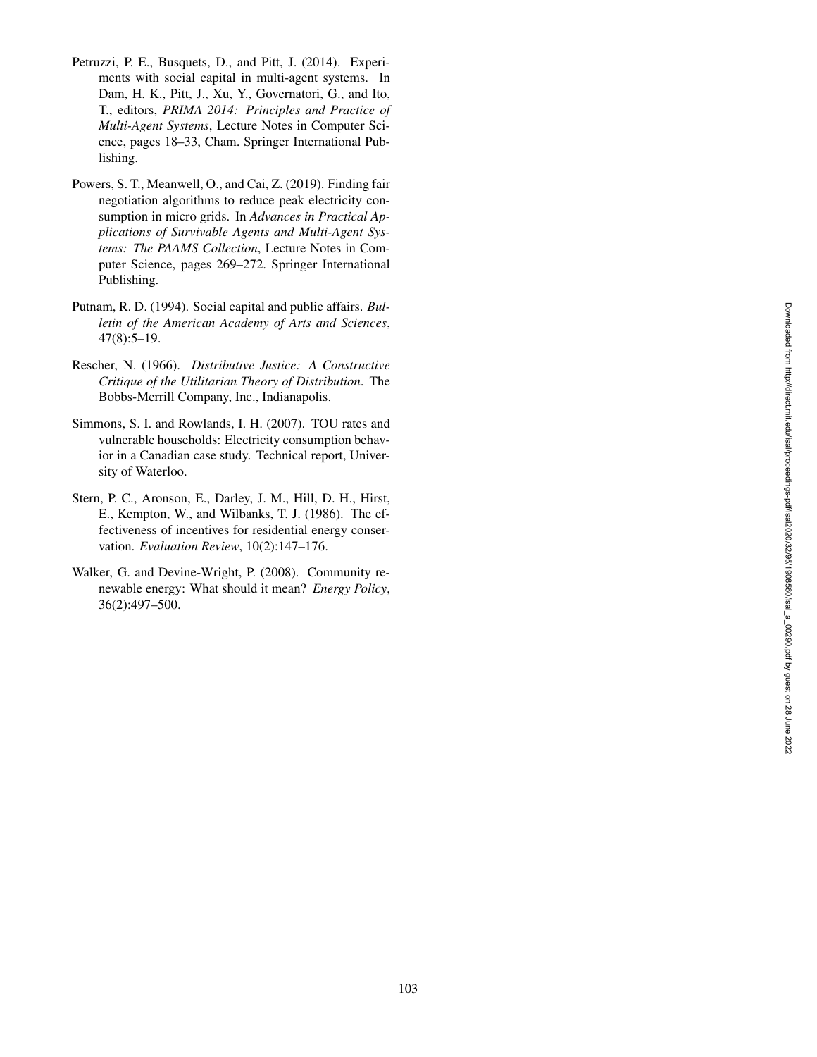Petruzzi, P. E., Busquets, D., and Pitt, J. (2014). Experiments with social capital in multi-agent systems. In Dam, H. K., Pitt, J., Xu, Y., Governatori, G., and Ito, T., editors, *PRIMA 2014: Principles and Practice of Multi-Agent Systems*, Lecture Notes in Computer Science, pages 18–33, Cham. Springer International Publishing.

Powers, S. T., Meanwell, O., and Cai, Z. (2019). Finding fair negotiation algorithms to reduce peak electricity consumption in micro grids. In *Advances in Practical Applications of Survivable Agents and Multi-Agent Systems: The PAAMS Collection*, Lecture Notes in Computer Science, pages 269–272. Springer International Publishing.

Putnam, R. D. (1994). Social capital and public affairs. *Bulletin of the American Academy of Arts and Sciences*, 47(8):5–19.

Rescher, N. (1966). *Distributive Justice: A Constructive Critique of the Utilitarian Theory of Distribution*. The Bobbs-Merrill Company, Inc., Indianapolis.

Simmons, S. I. and Rowlands, I. H. (2007). TOU rates and vulnerable households: Electricity consumption behavior in a Canadian case study. Technical report, University of Waterloo.

Stern, P. C., Aronson, E., Darley, J. M., Hill, D. H., Hirst, E., Kempton, W., and Wilbanks, T. J. (1986). The effectiveness of incentives for residential energy conservation. *Evaluation Review*, 10(2):147–176.

Walker, G. and Devine-Wright, P. (2008). Community renewable energy: What should it mean? *Energy Policy*, 36(2):497–500.